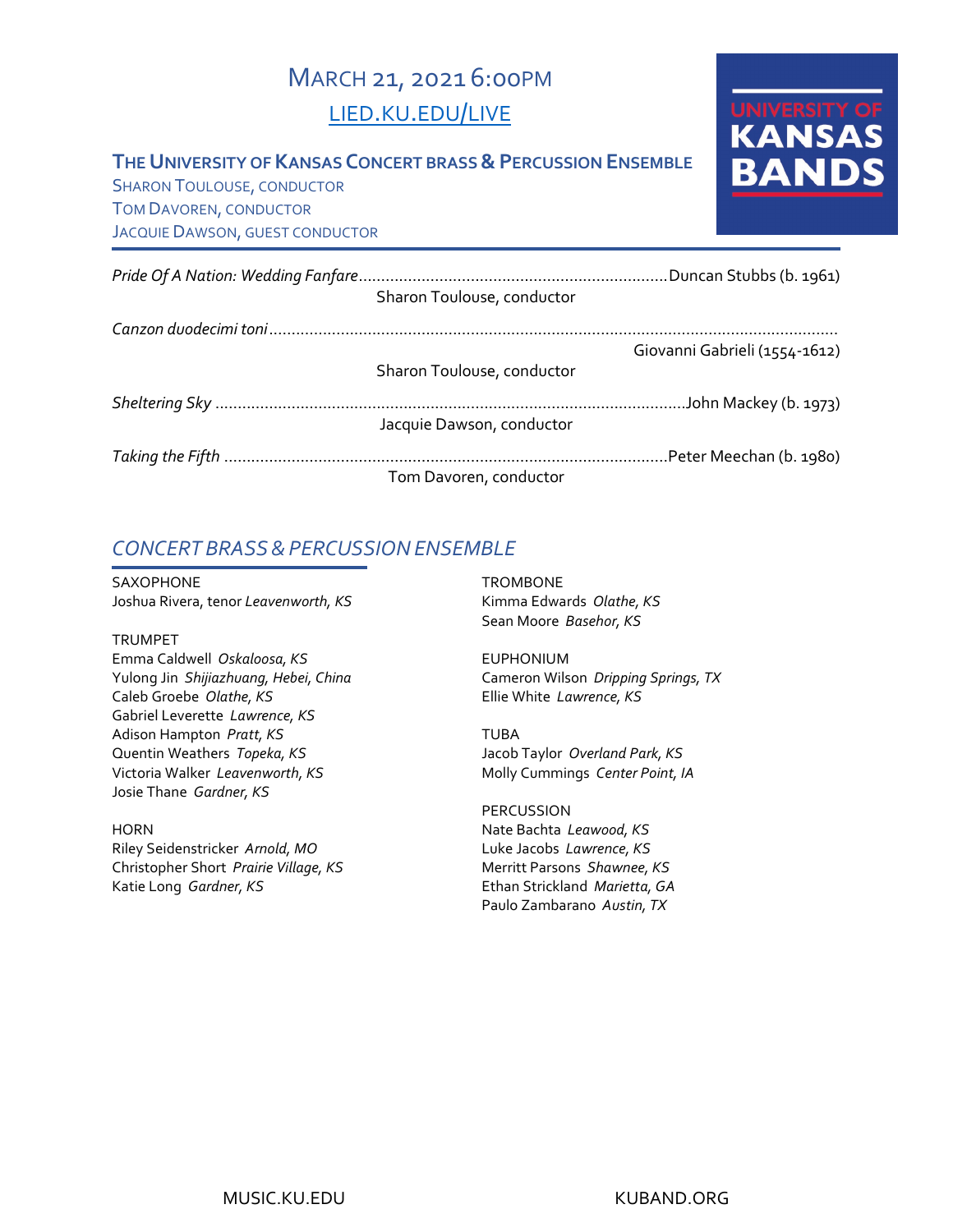# March 21, 2021 6:00PM

[LIED.KU.EDU/LIVE](http://lied.ku.edu/live)

**University of Kansas Bands**

## The University of Kansas Concert brass & Percussion Ensemble

Sharon Toulouse, conductor
Tom Davoren, conductor
Jacquie Dawson, guest conductor

*Pride Of A Nation: Wedding Fanfare*....................Duncan Stubbs (b. 1961)
Sharon Toulouse, conductor

*Canzon duodecimi toni*....................Giovanni Gabrieli (1554-1612)
Sharon Toulouse, conductor

*Sheltering Sky*....................John Mackey (b. 1973)
Jacquie Dawson, conductor

*Taking the Fifth*....................Peter Meechan (b. 1980)
Tom Davoren, conductor

## *CONCERT BRASS & PERCUSSION ENSEMBLE*

SAXOPHONE
Joshua Rivera, tenor *Leavenworth, KS*

TRUMPET
Emma Caldwell *Oskaloosa, KS*
Yulong Jin *Shijiazhuang, Hebei, China*
Caleb Groebe *Olathe, KS*
Gabriel Leverette *Lawrence, KS*
Adison Hampton *Pratt, KS*
Quentin Weathers *Topeka, KS*
Victoria Walker *Leavenworth, KS*
Josie Thane *Gardner, KS*

HORN
Riley Seidenstricker *Arnold, MO*
Christopher Short *Prairie Village, KS*
Katie Long *Gardner, KS*

TROMBONE
Kimma Edwards *Olathe, KS*
Sean Moore *Basehor, KS*

EUPHONIUM
Cameron Wilson *Dripping Springs, TX*
Ellie White *Lawrence, KS*

TUBA
Jacob Taylor *Overland Park, KS*
Molly Cummings *Center Point, IA*

PERCUSSION
Nate Bachta *Leawood, KS*
Luke Jacobs *Lawrence, KS*
Merritt Parsons *Shawnee, KS*
Ethan Strickland *Marietta, GA*
Paulo Zambarano *Austin, TX*

MUSIC.KU.EDU KUBAND.ORG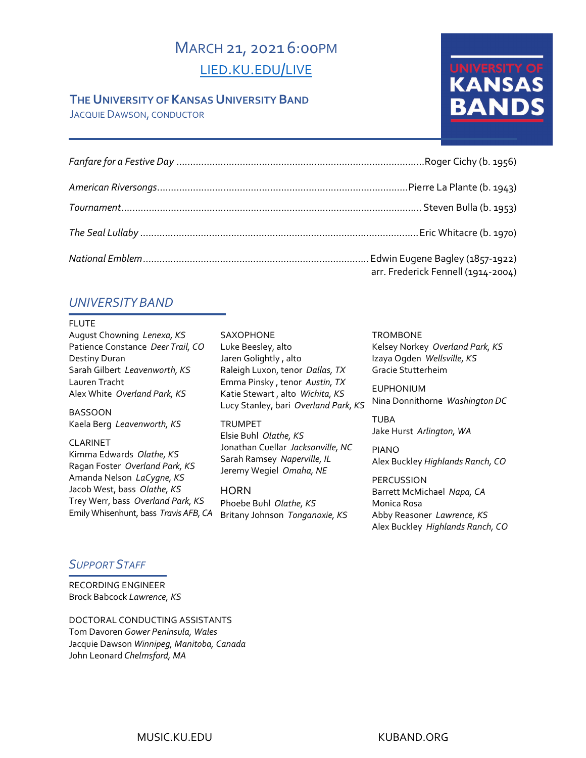# March 21, 2021 6:00PM

[LIED.KU.EDU/LIVE](http://LIED.KU.EDU/LIVE)

## The University of Kansas University Band

Jacquie Dawson, conductor

University of Kansas Bands

*Fanfare for a Festive Day* ........................................ Roger Cichy (b. 1956)

*American Riversongs* ........................................ Pierre La Plante (b. 1943)

*Tournament* ........................................ Steven Bulla (b. 1953)

*The Seal Lullaby* ........................................ Eric Whitacre (b. 1970)

*National Emblem* ........................................ Edwin Eugene Bagley (1857-1922)
arr. Frederick Fennell (1914-2004)

## *University Band*

FLUTE
August Chowning *Lenexa, KS*
Patience Constance *Deer Trail, CO*
Destiny Duran
Sarah Gilbert *Leavenworth, KS*
Lauren Tracht
Alex White *Overland Park, KS*

BASSOON
Kaela Berg *Leavenworth, KS*

CLARINET
Kimma Edwards *Olathe, KS*
Ragan Foster *Overland Park, KS*
Amanda Nelson *LaCygne, KS*
Jacob West, bass *Olathe, KS*
Trey Werr, bass *Overland Park, KS*
Emily Whisenhunt, bass *Travis AFB, CA*

SAXOPHONE
Luke Beesley, alto
Jaren Golightly , alto
Raleigh Luxon, tenor *Dallas, TX*
Emma Pinsky , tenor *Austin, TX*
Katie Stewart , alto *Wichita, KS*
Lucy Stanley, bari *Overland Park, KS*

TRUMPET
Elsie Buhl *Olathe, KS*
Jonathan Cuellar *Jacksonville, NC*
Sarah Ramsey *Naperville, IL*
Jeremy Wegiel *Omaha, NE*

HORN
Phoebe Buhl *Olathe, KS*
Britany Johnson *Tonganoxie, KS*

TROMBONE
Kelsey Norkey *Overland Park, KS*
Izaya Ogden *Wellsville, KS*
Gracie Stutterheim

EUPHONIUM
Nina Donnithorne *Washington DC*

TUBA
Jake Hurst *Arlington, WA*

PIANO
Alex Buckley *Highlands Ranch, CO*

PERCUSSION
Barrett McMichael *Napa, CA*
Monica Rosa
Abby Reasoner *Lawrence, KS*
Alex Buckley *Highlands Ranch, CO*

## *Support Staff*

RECORDING ENGINEER
Brock Babcock *Lawrence, KS*

DOCTORAL CONDUCTING ASSISTANTS
Tom Davoren *Gower Peninsula, Wales*
Jacquie Dawson *Winnipeg, Manitoba, Canada*
John Leonard *Chelmsford, MA*

MUSIC.KU.EDU KUBAND.ORG